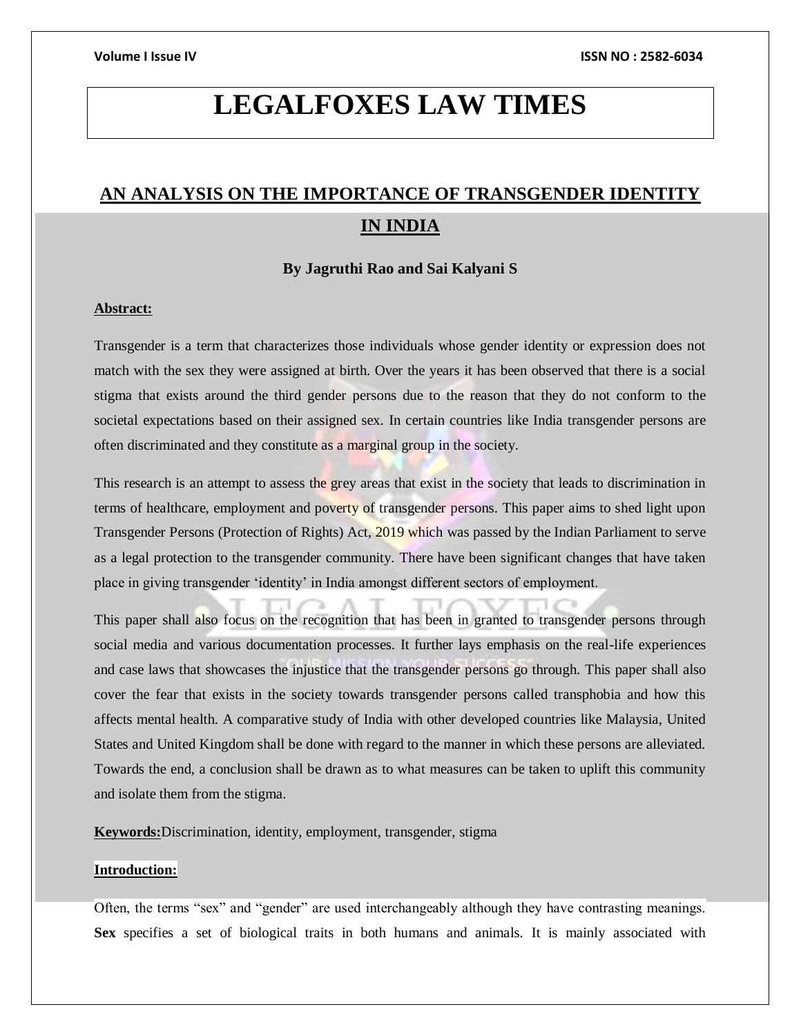# LEGALFOXES LAW TIMES

## AN ANALYSIS ON THE IMPORTANCE OF TRANSGENDER IDENTITY IN INDIA

**By Jagruthi Rao and Sai Kalyani S**

**Abstract:**

Transgender is a term that characterizes those individuals whose gender identity or expression does not match with the sex they were assigned at birth. Over the years it has been observed that there is a social stigma that exists around the third gender persons due to the reason that they do not conform to the societal expectations based on their assigned sex. In certain countries like India transgender persons are often discriminated and they constitute as a marginal group in the society.

This research is an attempt to assess the grey areas that exist in the society that leads to discrimination in terms of healthcare, employment and poverty of transgender persons. This paper aims to shed light upon Transgender Persons (Protection of Rights) Act, 2019 which was passed by the Indian Parliament to serve as a legal protection to the transgender community. There have been significant changes that have taken place in giving transgender 'identity' in India amongst different sectors of employment.

This paper shall also focus on the recognition that has been in granted to transgender persons through social media and various documentation processes. It further lays emphasis on the real-life experiences and case laws that showcases the injustice that the transgender persons go through. This paper shall also cover the fear that exists in the society towards transgender persons called transphobia and how this affects mental health. A comparative study of India with other developed countries like Malaysia, United States and United Kingdom shall be done with regard to the manner in which these persons are alleviated. Towards the end, a conclusion shall be drawn as to what measures can be taken to uplift this community and isolate them from the stigma.

**Keywords:** Discrimination, identity, employment, transgender, stigma

**Introduction:**

Often, the terms "sex" and "gender" are used interchangeably although they have contrasting meanings. **Sex** specifies a set of biological traits in both humans and animals. It is mainly associated with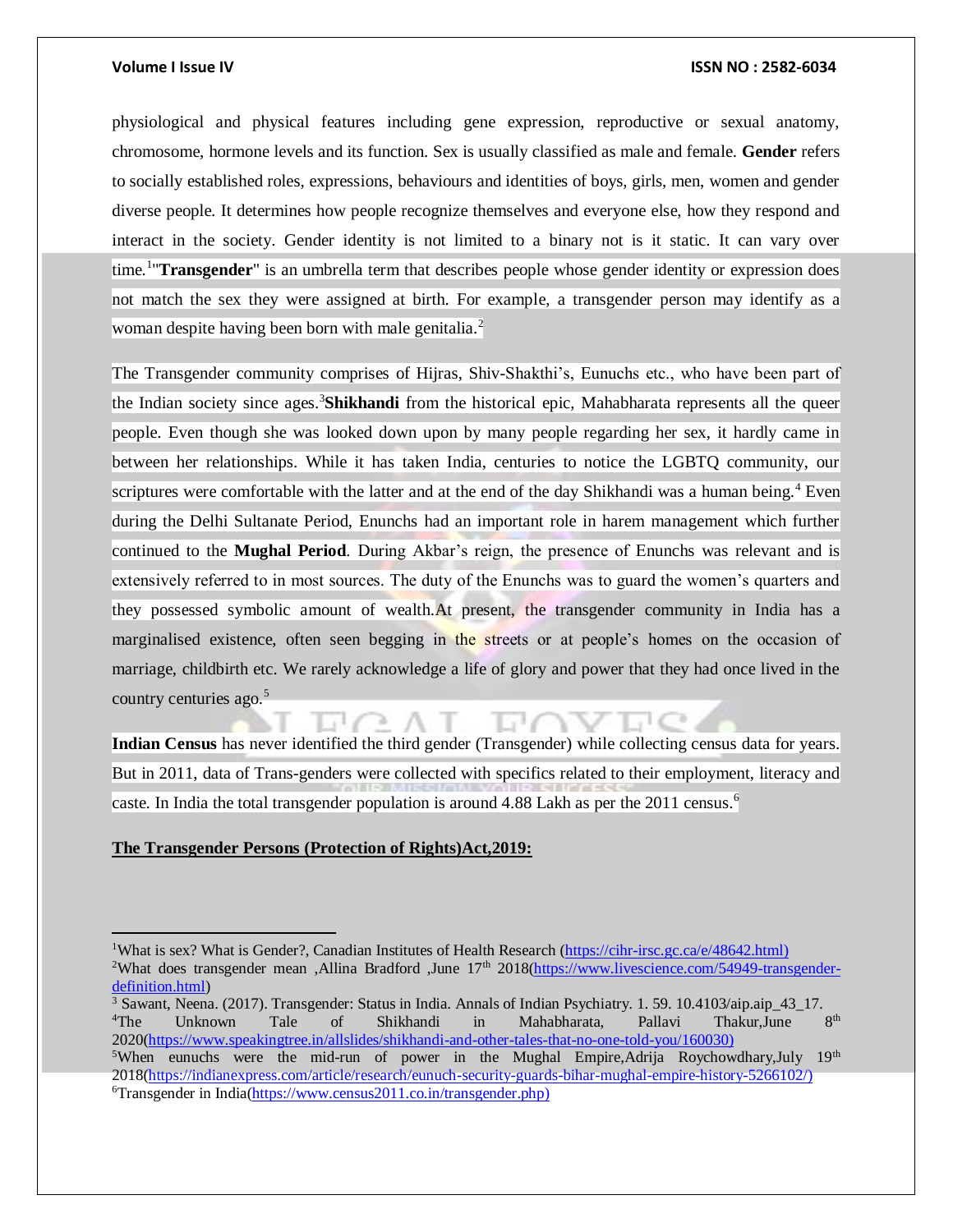physiological and physical features including gene expression, reproductive or sexual anatomy, chromosome, hormone levels and its function. Sex is usually classified as male and female. **Gender** refers to socially established roles, expressions, behaviours and identities of boys, girls, men, women and gender diverse people. It determines how people recognize themselves and everyone else, how they respond and interact in the society. Gender identity is not limited to a binary not is it static. It can vary over time.[1]"**Transgender**" is an umbrella term that describes people whose gender identity or expression does not match the sex they were assigned at birth. For example, a transgender person may identify as a woman despite having been born with male genitalia.[2]

The Transgender community comprises of Hijras, Shiv-Shakthi's, Eunuchs etc., who have been part of the Indian society since ages.[3]**Shikhandi** from the historical epic, Mahabharata represents all the queer people. Even though she was looked down upon by many people regarding her sex, it hardly came in between her relationships. While it has taken India, centuries to notice the LGBTQ community, our scriptures were comfortable with the latter and at the end of the day Shikhandi was a human being.[4] Even during the Delhi Sultanate Period, Enunchs had an important role in harem management which further continued to the **Mughal Period**. During Akbar's reign, the presence of Enunchs was relevant and is extensively referred to in most sources. The duty of the Enunchs was to guard the women's quarters and they possessed symbolic amount of wealth.At present, the transgender community in India has a marginalised existence, often seen begging in the streets or at people's homes on the occasion of marriage, childbirth etc. We rarely acknowledge a life of glory and power that they had once lived in the country centuries ago.[5]

**Indian Census** has never identified the third gender (Transgender) while collecting census data for years. But in 2011, data of Trans-genders were collected with specifics related to their employment, literacy and caste. In India the total transgender population is around 4.88 Lakh as per the 2011 census.[6]

**The Transgender Persons (Protection of Rights)Act,2019:**

---

[1]What is sex? What is Gender?, Canadian Institutes of Health Research (https://cihr-irsc.gc.ca/e/48642.html)

[2]What does transgender mean ,Allina Bradford ,June 17th 2018(https://www.livescience.com/54949-transgender-definition.html)

[3] Sawant, Neena. (2017). Transgender: Status in India. Annals of Indian Psychiatry. 1. 59. 10.4103/aip.aip_43_17.

[4]The Unknown Tale of Shikhandi in Mahabharata, Pallavi Thakur,June 8th 2020(https://www.speakingtree.in/allslides/shikhandi-and-other-tales-that-no-one-told-you/160030)

[5]When eunuchs were the mid-run of power in the Mughal Empire,Adrija Roychowdhary,July 19th 2018(https://indianexpress.com/article/research/eunuch-security-guards-bihar-mughal-empire-history-5266102/)

[6]Transgender in India(https://www.census2011.co.in/transgender.php)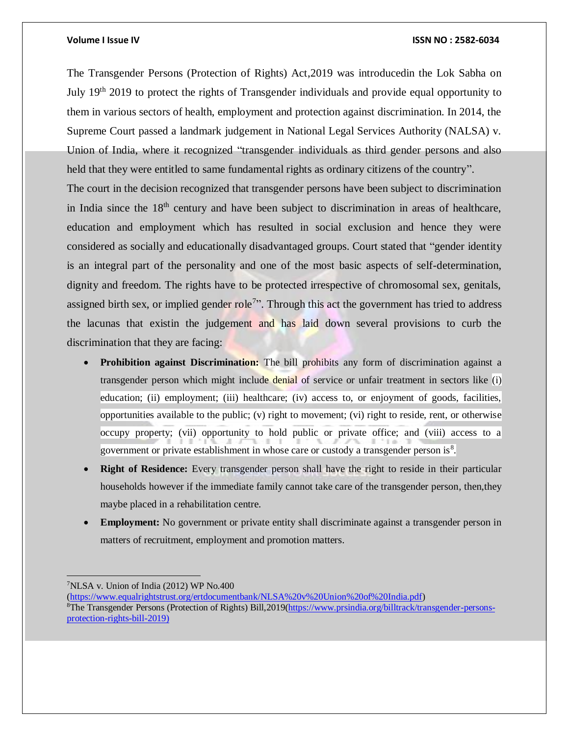The Transgender Persons (Protection of Rights) Act,2019 was introducedin the Lok Sabha on July 19th 2019 to protect the rights of Transgender individuals and provide equal opportunity to them in various sectors of health, employment and protection against discrimination. In 2014, the Supreme Court passed a landmark judgement in National Legal Services Authority (NALSA) v. Union of India, where it recognized "transgender individuals as third gender persons and also held that they were entitled to same fundamental rights as ordinary citizens of the country".

The court in the decision recognized that transgender persons have been subject to discrimination in India since the 18th century and have been subject to discrimination in areas of healthcare, education and employment which has resulted in social exclusion and hence they were considered as socially and educationally disadvantaged groups. Court stated that "gender identity is an integral part of the personality and one of the most basic aspects of self-determination, dignity and freedom. The rights have to be protected irrespective of chromosomal sex, genitals, assigned birth sex, or implied gender role[7]". Through this act the government has tried to address the lacunas that existin the judgement and has laid down several provisions to curb the discrimination that they are facing:

- **Prohibition against Discrimination:** The bill prohibits any form of discrimination against a transgender person which might include denial of service or unfair treatment in sectors like (i) education; (ii) employment; (iii) healthcare; (iv) access to, or enjoyment of goods, facilities, opportunities available to the public; (v) right to movement; (vi) right to reside, rent, or otherwise occupy property; (vii) opportunity to hold public or private office; and (viii) access to a government or private establishment in whose care or custody a transgender person is[8].
- **Right of Residence:** Every transgender person shall have the right to reside in their particular households however if the immediate family cannot take care of the transgender person, then,they maybe placed in a rehabilitation centre.
- **Employment:** No government or private entity shall discriminate against a transgender person in matters of recruitment, employment and promotion matters.

---

[7]NLSA v. Union of India (2012) WP No.400 (https://www.equalrightstrust.org/ertdocumentbank/NLSA%20v%20Union%20of%20India.pdf)

[8]The Transgender Persons (Protection of Rights) Bill,2019(https://www.prsindia.org/billtrack/transgender-persons-protection-rights-bill-2019)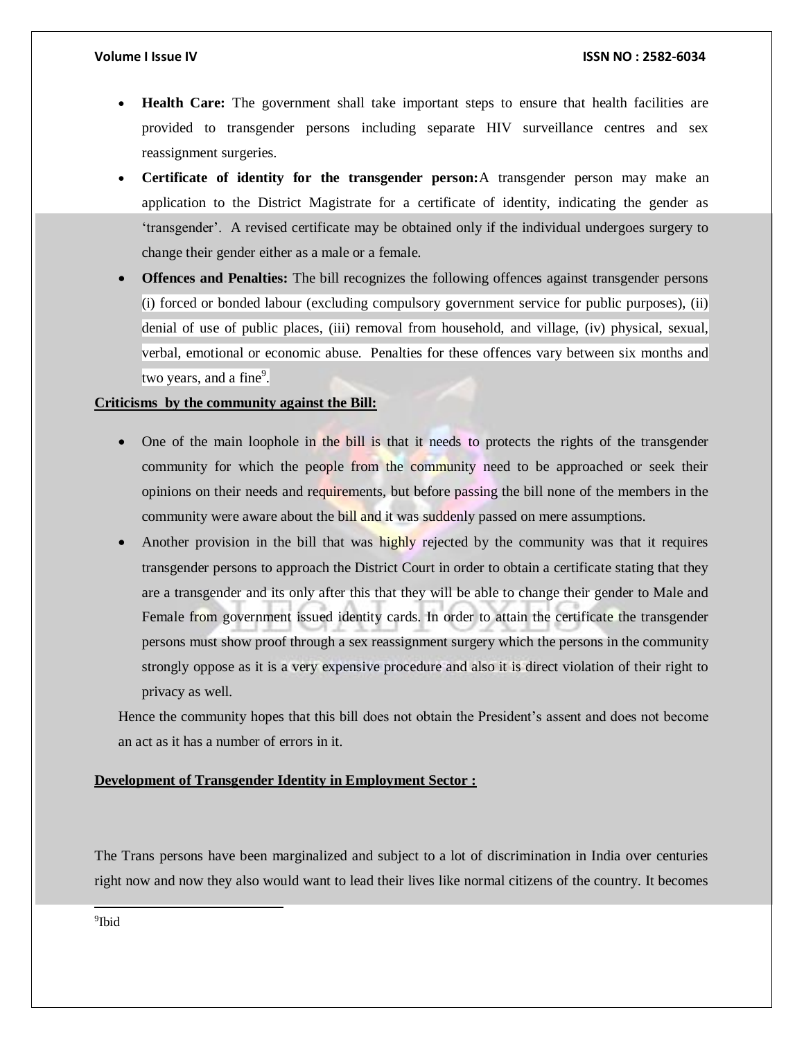- **Health Care:** The government shall take important steps to ensure that health facilities are provided to transgender persons including separate HIV surveillance centres and sex reassignment surgeries.
- **Certificate of identity for the transgender person:**A transgender person may make an application to the District Magistrate for a certificate of identity, indicating the gender as 'transgender'. A revised certificate may be obtained only if the individual undergoes surgery to change their gender either as a male or a female.
- **Offences and Penalties:** The bill recognizes the following offences against transgender persons (i) forced or bonded labour (excluding compulsory government service for public purposes), (ii) denial of use of public places, (iii) removal from household, and village, (iv) physical, sexual, verbal, emotional or economic abuse. Penalties for these offences vary between six months and two years, and a fine[9].

**Criticisms by the community against the Bill:**

- One of the main loophole in the bill is that it needs to protects the rights of the transgender community for which the people from the community need to be approached or seek their opinions on their needs and requirements, but before passing the bill none of the members in the community were aware about the bill and it was suddenly passed on mere assumptions.
- Another provision in the bill that was highly rejected by the community was that it requires transgender persons to approach the District Court in order to obtain a certificate stating that they are a transgender and its only after this that they will be able to change their gender to Male and Female from government issued identity cards. In order to attain the certificate the transgender persons must show proof through a sex reassignment surgery which the persons in the community strongly oppose as it is a very expensive procedure and also it is direct violation of their right to privacy as well.

Hence the community hopes that this bill does not obtain the President's assent and does not become an act as it has a number of errors in it.

**Development of Transgender Identity in Employment Sector :**

The Trans persons have been marginalized and subject to a lot of discrimination in India over centuries right now and now they also would want to lead their lives like normal citizens of the country. It becomes

[9]Ibid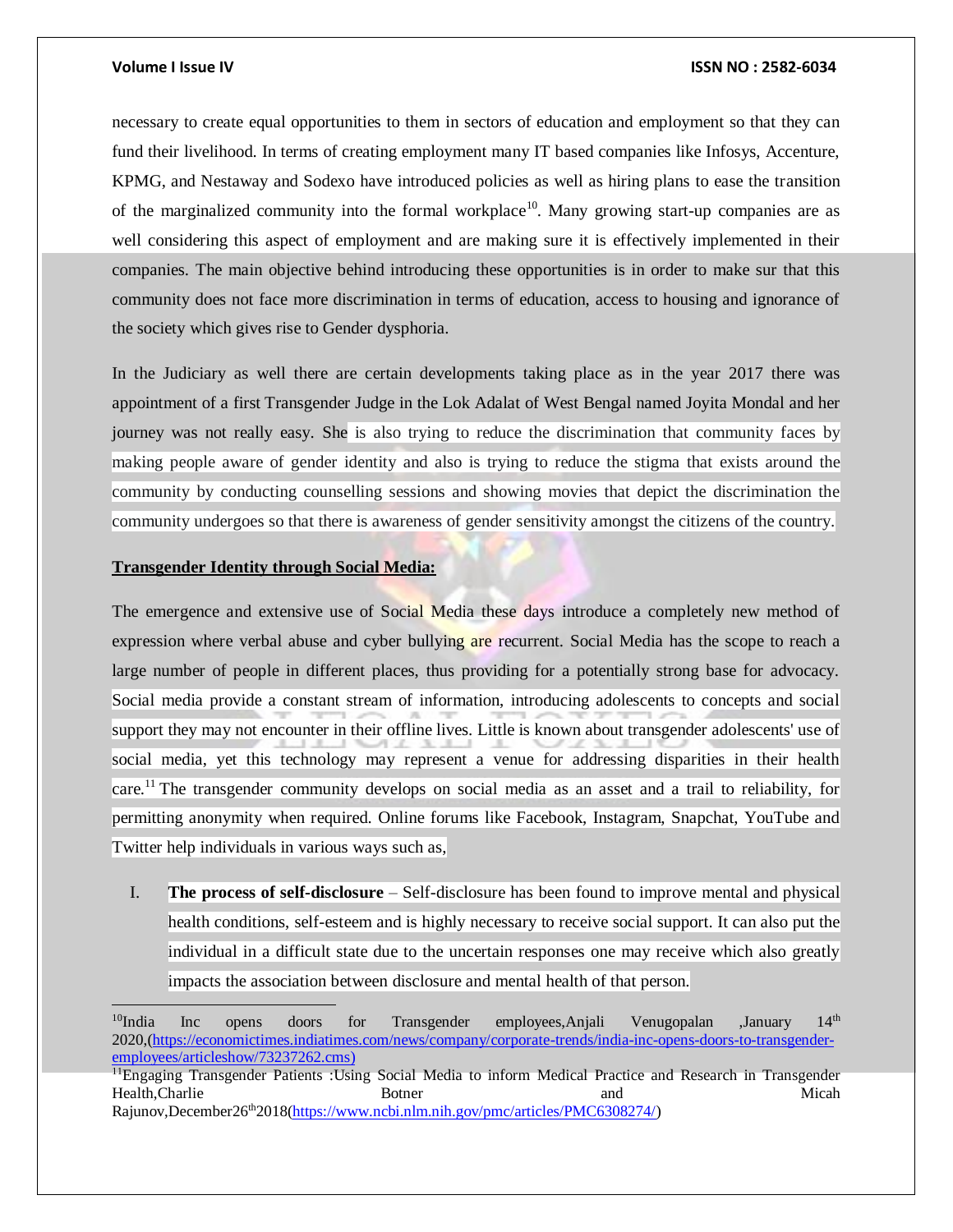necessary to create equal opportunities to them in sectors of education and employment so that they can fund their livelihood. In terms of creating employment many IT based companies like Infosys, Accenture, KPMG, and Nestaway and Sodexo have introduced policies as well as hiring plans to ease the transition of the marginalized community into the formal workplace[10]. Many growing start-up companies are as well considering this aspect of employment and are making sure it is effectively implemented in their companies. The main objective behind introducing these opportunities is in order to make sur that this community does not face more discrimination in terms of education, access to housing and ignorance of the society which gives rise to Gender dysphoria.

In the Judiciary as well there are certain developments taking place as in the year 2017 there was appointment of a first Transgender Judge in the Lok Adalat of West Bengal named Joyita Mondal and her journey was not really easy. She is also trying to reduce the discrimination that community faces by making people aware of gender identity and also is trying to reduce the stigma that exists around the community by conducting counselling sessions and showing movies that depict the discrimination the community undergoes so that there is awareness of gender sensitivity amongst the citizens of the country.

**Transgender Identity through Social Media:**

The emergence and extensive use of Social Media these days introduce a completely new method of expression where verbal abuse and cyber bullying are recurrent. Social Media has the scope to reach a large number of people in different places, thus providing for a potentially strong base for advocacy. Social media provide a constant stream of information, introducing adolescents to concepts and social support they may not encounter in their offline lives. Little is known about transgender adolescents' use of social media, yet this technology may represent a venue for addressing disparities in their health care.[11] The transgender community develops on social media as an asset and a trail to reliability, for permitting anonymity when required. Online forums like Facebook, Instagram, Snapchat, YouTube and Twitter help individuals in various ways such as,

I. **The process of self-disclosure** – Self-disclosure has been found to improve mental and physical health conditions, self-esteem and is highly necessary to receive social support. It can also put the individual in a difficult state due to the uncertain responses one may receive which also greatly impacts the association between disclosure and mental health of that person.

---

[10] India Inc opens doors for Transgender employees, Anjali Venugopalan, January 14th 2020, (https://economictimes.indiatimes.com/news/company/corporate-trends/india-inc-opens-doors-to-transgender-employees/articleshow/73237262.cms)

[11] Engaging Transgender Patients : Using Social Media to inform Medical Practice and Research in Transgender Health, Charlie Botner and Micah Rajunov, December 26th 2018 (https://www.ncbi.nlm.nih.gov/pmc/articles/PMC6308274/)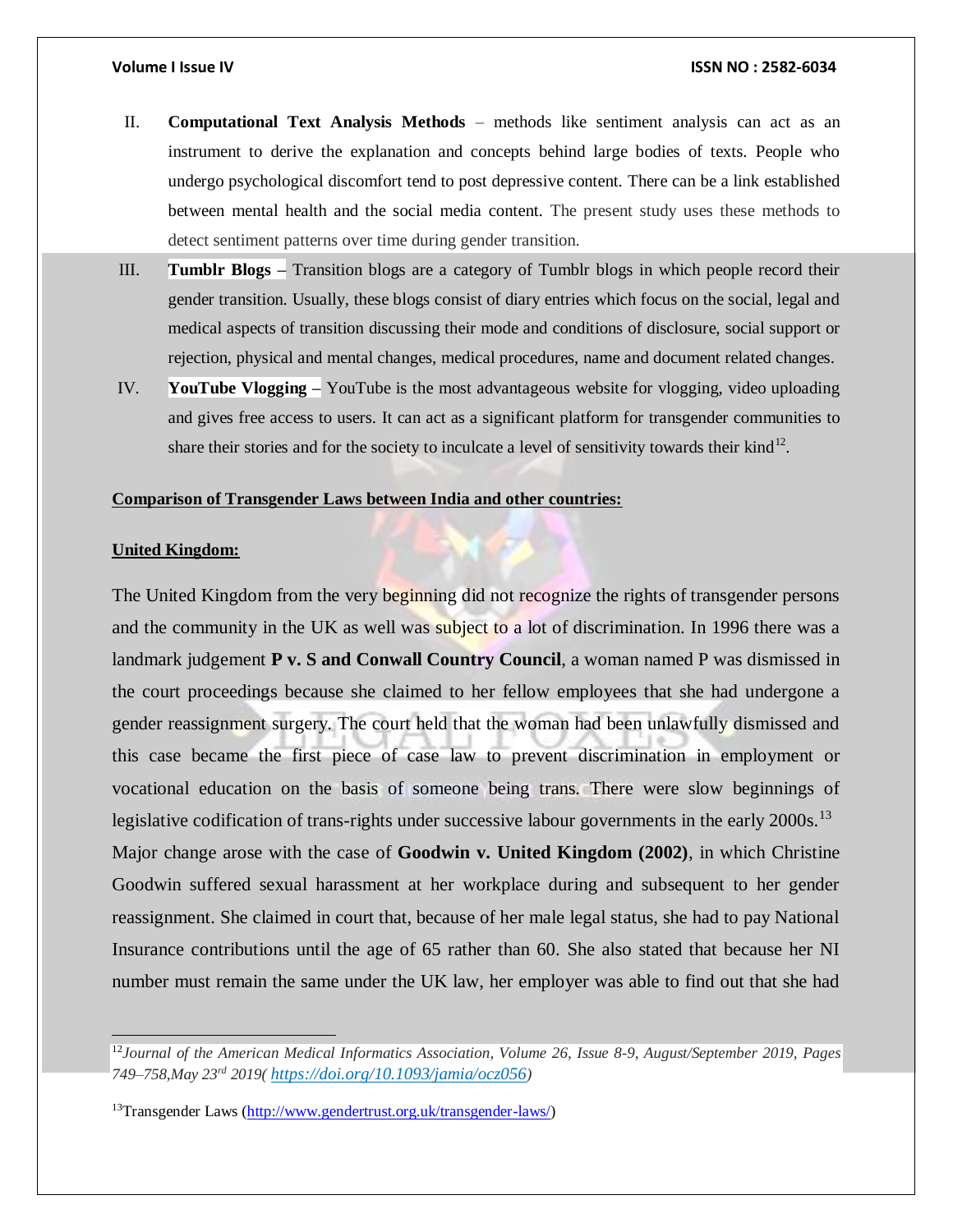II. **Computational Text Analysis Methods** – methods like sentiment analysis can act as an instrument to derive the explanation and concepts behind large bodies of texts. People who undergo psychological discomfort tend to post depressive content. There can be a link established between mental health and the social media content. The present study uses these methods to detect sentiment patterns over time during gender transition.

III. **Tumblr Blogs –** Transition blogs are a category of Tumblr blogs in which people record their gender transition. Usually, these blogs consist of diary entries which focus on the social, legal and medical aspects of transition discussing their mode and conditions of disclosure, social support or rejection, physical and mental changes, medical procedures, name and document related changes.

IV. **YouTube Vlogging –** YouTube is the most advantageous website for vlogging, video uploading and gives free access to users. It can act as a significant platform for transgender communities to share their stories and for the society to inculcate a level of sensitivity towards their kind[12].

**<u>Comparison of Transgender Laws between India and other countries:</u>**

**<u>United Kingdom:</u>**

The United Kingdom from the very beginning did not recognize the rights of transgender persons and the community in the UK as well was subject to a lot of discrimination. In 1996 there was a landmark judgement **P v. S and Conwall Country Council**, a woman named P was dismissed in the court proceedings because she claimed to her fellow employees that she had undergone a gender reassignment surgery. The court held that the woman had been unlawfully dismissed and this case became the first piece of case law to prevent discrimination in employment or vocational education on the basis of someone being trans. There were slow beginnings of legislative codification of trans-rights under successive labour governments in the early 2000s.[13] Major change arose with the case of **Goodwin v. United Kingdom (2002)**, in which Christine Goodwin suffered sexual harassment at her workplace during and subsequent to her gender reassignment. She claimed in court that, because of her male legal status, she had to pay National Insurance contributions until the age of 65 rather than 60. She also stated that because her NI number must remain the same under the UK law, her employer was able to find out that she had

---

[12] *Journal of the American Medical Informatics Association, Volume 26, Issue 8-9, August/September 2019, Pages 749–758,May 23rd 2019( https://doi.org/10.1093/jamia/ocz056)*

[13] Transgender Laws (http://www.gendertrust.org.uk/transgender-laws/)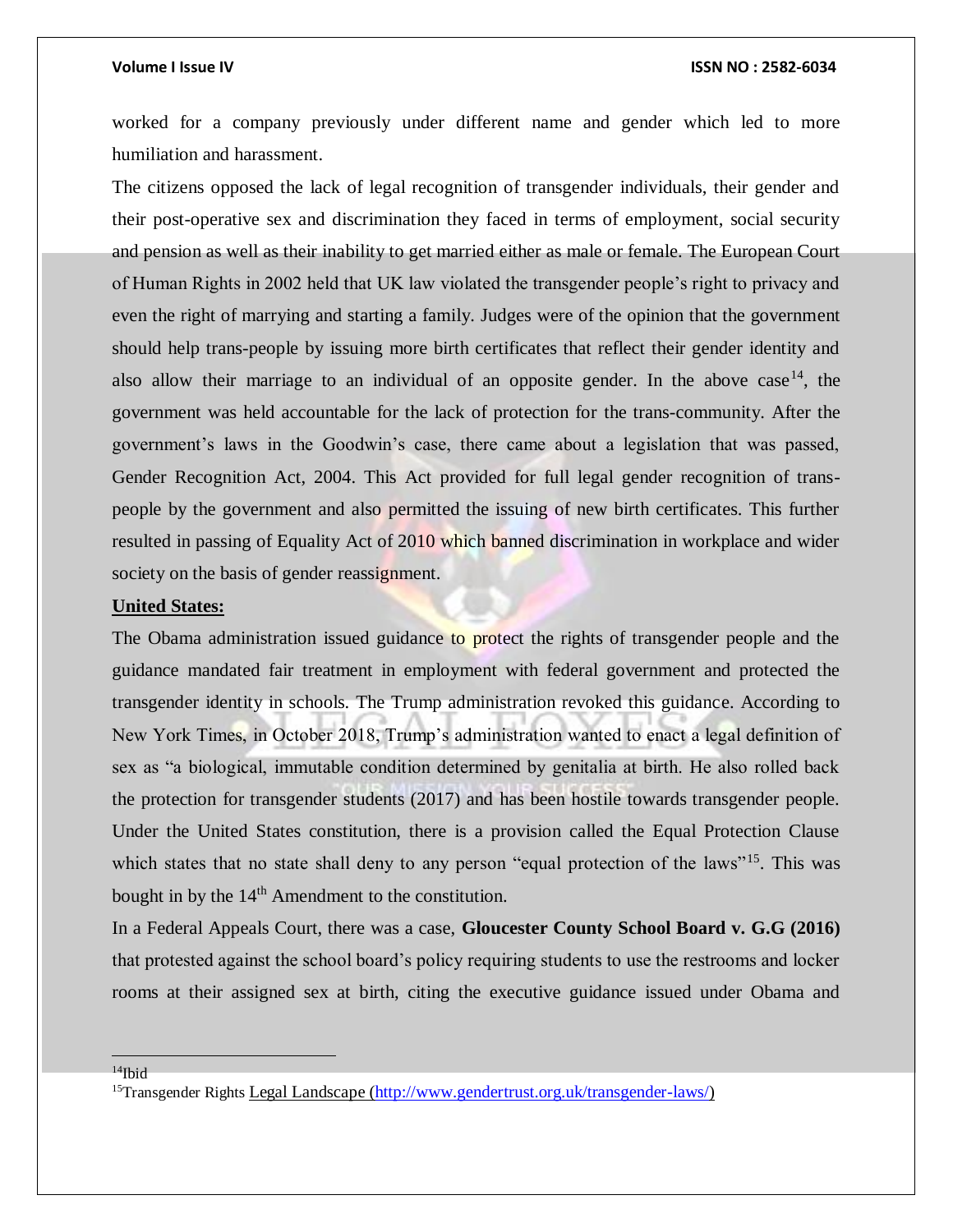worked for a company previously under different name and gender which led to more humiliation and harassment.

The citizens opposed the lack of legal recognition of transgender individuals, their gender and their post-operative sex and discrimination they faced in terms of employment, social security and pension as well as their inability to get married either as male or female. The European Court of Human Rights in 2002 held that UK law violated the transgender people's right to privacy and even the right of marrying and starting a family. Judges were of the opinion that the government should help trans-people by issuing more birth certificates that reflect their gender identity and also allow their marriage to an individual of an opposite gender. In the above case[14], the government was held accountable for the lack of protection for the trans-community. After the government's laws in the Goodwin's case, there came about a legislation that was passed, Gender Recognition Act, 2004. This Act provided for full legal gender recognition of trans-people by the government and also permitted the issuing of new birth certificates. This further resulted in passing of Equality Act of 2010 which banned discrimination in workplace and wider society on the basis of gender reassignment.

**United States:**

The Obama administration issued guidance to protect the rights of transgender people and the guidance mandated fair treatment in employment with federal government and protected the transgender identity in schools. The Trump administration revoked this guidance. According to New York Times, in October 2018, Trump's administration wanted to enact a legal definition of sex as "a biological, immutable condition determined by genitalia at birth. He also rolled back the protection for transgender students (2017) and has been hostile towards transgender people. Under the United States constitution, there is a provision called the Equal Protection Clause which states that no state shall deny to any person "equal protection of the laws"[15]. This was bought in by the 14th Amendment to the constitution.

In a Federal Appeals Court, there was a case, **Gloucester County School Board v. G.G (2016)** that protested against the school board's policy requiring students to use the restrooms and locker rooms at their assigned sex at birth, citing the executive guidance issued under Obama and

---

[14] Ibid

[15] Transgender Rights Legal Landscape (http://www.gendertrust.org.uk/transgender-laws/)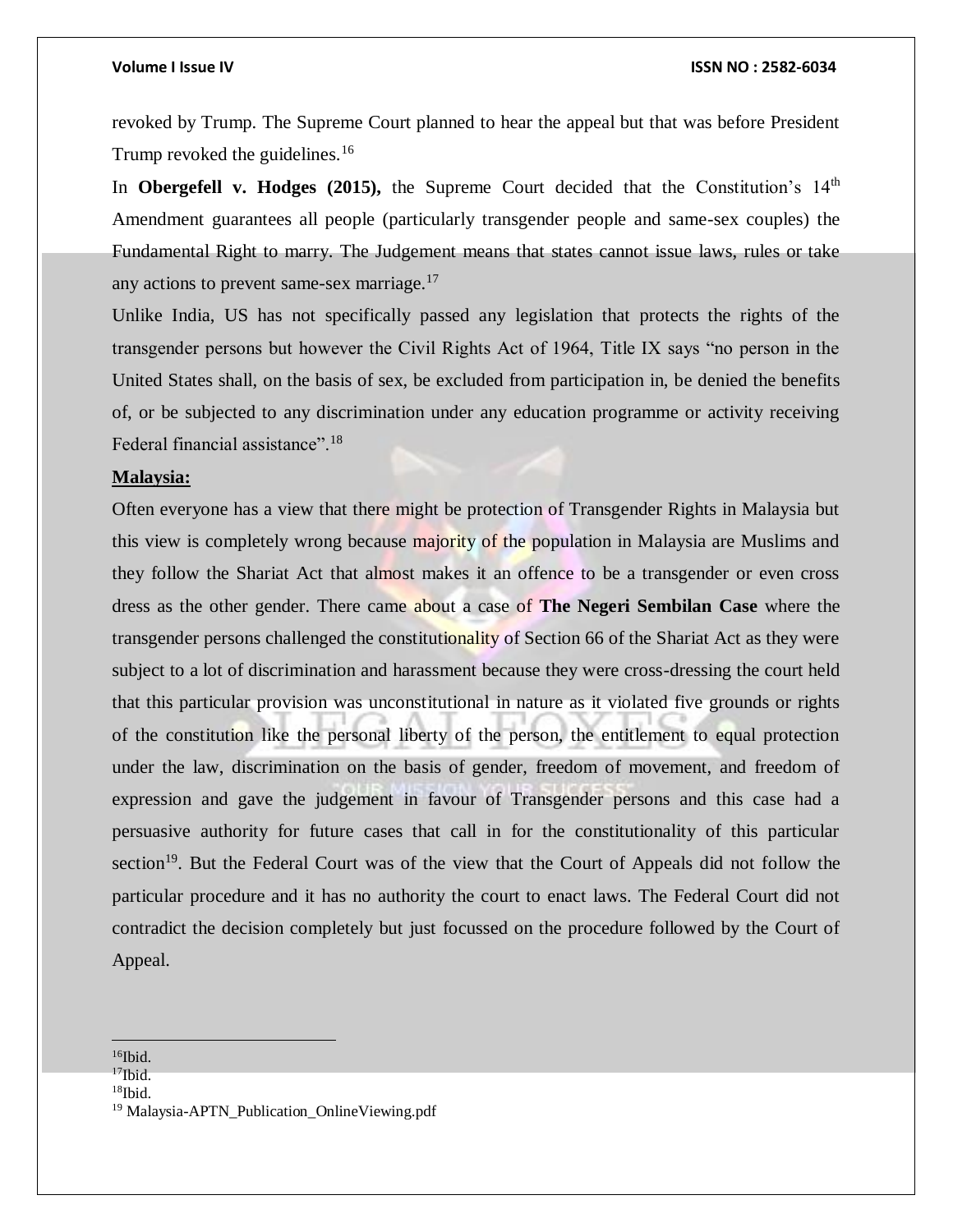revoked by Trump. The Supreme Court planned to hear the appeal but that was before President Trump revoked the guidelines.[16]

In **Obergefell v. Hodges (2015),** the Supreme Court decided that the Constitution's 14th Amendment guarantees all people (particularly transgender people and same-sex couples) the Fundamental Right to marry. The Judgement means that states cannot issue laws, rules or take any actions to prevent same-sex marriage.[17]

Unlike India, US has not specifically passed any legislation that protects the rights of the transgender persons but however the Civil Rights Act of 1964, Title IX says "no person in the United States shall, on the basis of sex, be excluded from participation in, be denied the benefits of, or be subjected to any discrimination under any education programme or activity receiving Federal financial assistance".[18]

**Malaysia:**

Often everyone has a view that there might be protection of Transgender Rights in Malaysia but this view is completely wrong because majority of the population in Malaysia are Muslims and they follow the Shariat Act that almost makes it an offence to be a transgender or even cross dress as the other gender. There came about a case of **The Negeri Sembilan Case** where the transgender persons challenged the constitutionality of Section 66 of the Shariat Act as they were subject to a lot of discrimination and harassment because they were cross-dressing the court held that this particular provision was unconstitutional in nature as it violated five grounds or rights of the constitution like the personal liberty of the person, the entitlement to equal protection under the law, discrimination on the basis of gender, freedom of movement, and freedom of expression and gave the judgement in favour of Transgender persons and this case had a persuasive authority for future cases that call in for the constitutionality of this particular section[19]. But the Federal Court was of the view that the Court of Appeals did not follow the particular procedure and it has no authority the court to enact laws. The Federal Court did not contradict the decision completely but just focussed on the procedure followed by the Court of Appeal.

---

[16]Ibid.

[17]Ibid.

[18]Ibid.

[19] Malaysia-APTN_Publication_OnlineViewing.pdf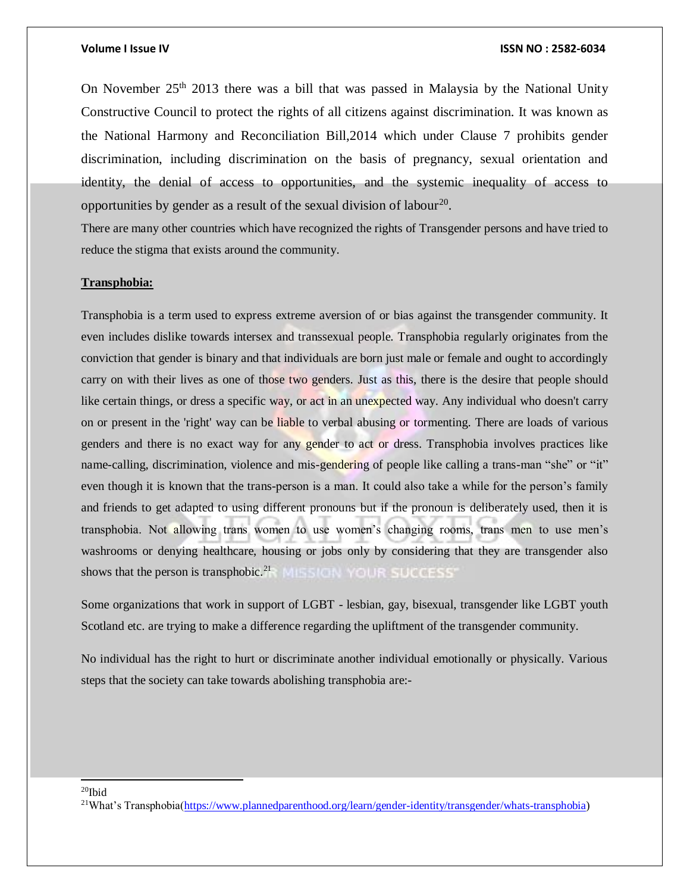On November 25th 2013 there was a bill that was passed in Malaysia by the National Unity Constructive Council to protect the rights of all citizens against discrimination. It was known as the National Harmony and Reconciliation Bill,2014 which under Clause 7 prohibits gender discrimination, including discrimination on the basis of pregnancy, sexual orientation and identity, the denial of access to opportunities, and the systemic inequality of access to opportunities by gender as a result of the sexual division of labour[20].

There are many other countries which have recognized the rights of Transgender persons and have tried to reduce the stigma that exists around the community.

**Transphobia:**

Transphobia is a term used to express extreme aversion of or bias against the transgender community. It even includes dislike towards intersex and transsexual people. Transphobia regularly originates from the conviction that gender is binary and that individuals are born just male or female and ought to accordingly carry on with their lives as one of those two genders. Just as this, there is the desire that people should like certain things, or dress a specific way, or act in an unexpected way. Any individual who doesn't carry on or present in the 'right' way can be liable to verbal abusing or tormenting. There are loads of various genders and there is no exact way for any gender to act or dress. Transphobia involves practices like name-calling, discrimination, violence and mis-gendering of people like calling a trans-man "she" or "it" even though it is known that the trans-person is a man. It could also take a while for the person's family and friends to get adapted to using different pronouns but if the pronoun is deliberately used, then it is transphobia. Not allowing trans women to use women's changing rooms, trans men to use men's washrooms or denying healthcare, housing or jobs only by considering that they are transgender also shows that the person is transphobic.[21]

Some organizations that work in support of LGBT - lesbian, gay, bisexual, transgender like LGBT youth Scotland etc. are trying to make a difference regarding the upliftment of the transgender community.

No individual has the right to hurt or discriminate another individual emotionally or physically. Various steps that the society can take towards abolishing transphobia are:-

---

[20]Ibid

[21]What's Transphobia(https://www.plannedparenthood.org/learn/gender-identity/transgender/whats-transphobia)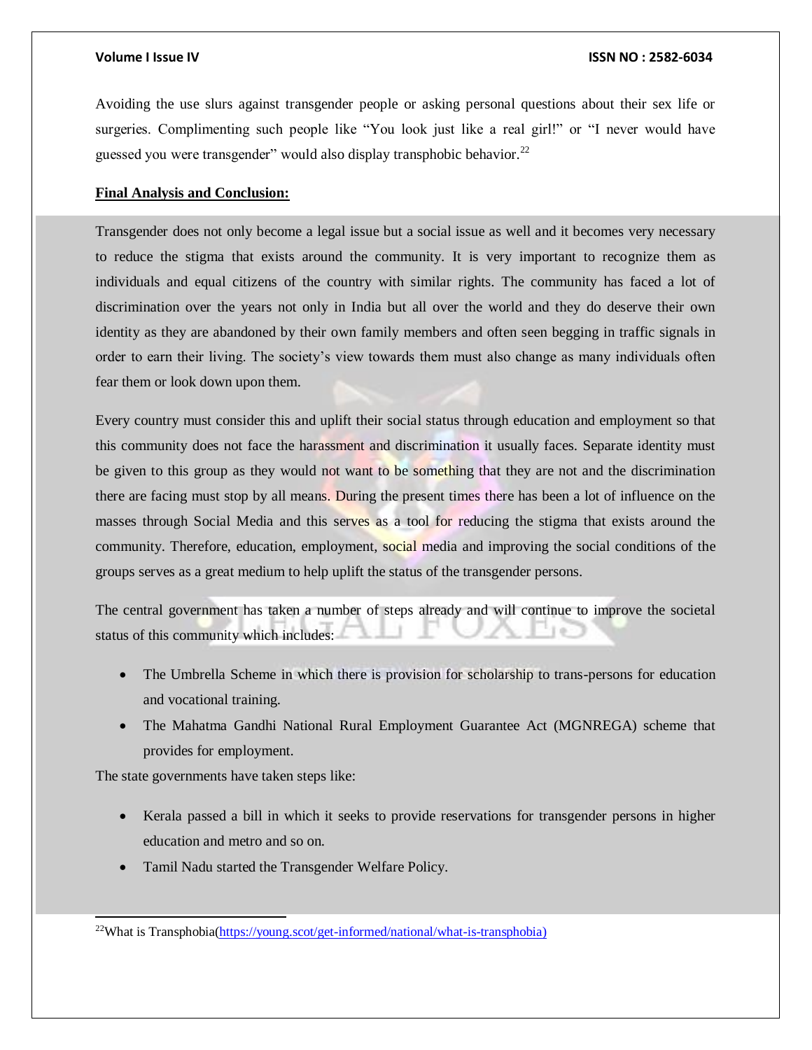Avoiding the use slurs against transgender people or asking personal questions about their sex life or surgeries. Complimenting such people like "You look just like a real girl!" or "I never would have guessed you were transgender" would also display transphobic behavior.[22]

**Final Analysis and Conclusion:**

Transgender does not only become a legal issue but a social issue as well and it becomes very necessary to reduce the stigma that exists around the community. It is very important to recognize them as individuals and equal citizens of the country with similar rights. The community has faced a lot of discrimination over the years not only in India but all over the world and they do deserve their own identity as they are abandoned by their own family members and often seen begging in traffic signals in order to earn their living. The society's view towards them must also change as many individuals often fear them or look down upon them.

Every country must consider this and uplift their social status through education and employment so that this community does not face the harassment and discrimination it usually faces. Separate identity must be given to this group as they would not want to be something that they are not and the discrimination there are facing must stop by all means. During the present times there has been a lot of influence on the masses through Social Media and this serves as a tool for reducing the stigma that exists around the community. Therefore, education, employment, social media and improving the social conditions of the groups serves as a great medium to help uplift the status of the transgender persons.

The central government has taken a number of steps already and will continue to improve the societal status of this community which includes:

- The Umbrella Scheme in which there is provision for scholarship to trans-persons for education and vocational training.
- The Mahatma Gandhi National Rural Employment Guarantee Act (MGNREGA) scheme that provides for employment.

The state governments have taken steps like:

- Kerala passed a bill in which it seeks to provide reservations for transgender persons in higher education and metro and so on.
- Tamil Nadu started the Transgender Welfare Policy.

[22] What is Transphobia(https://young.scot/get-informed/national/what-is-transphobia)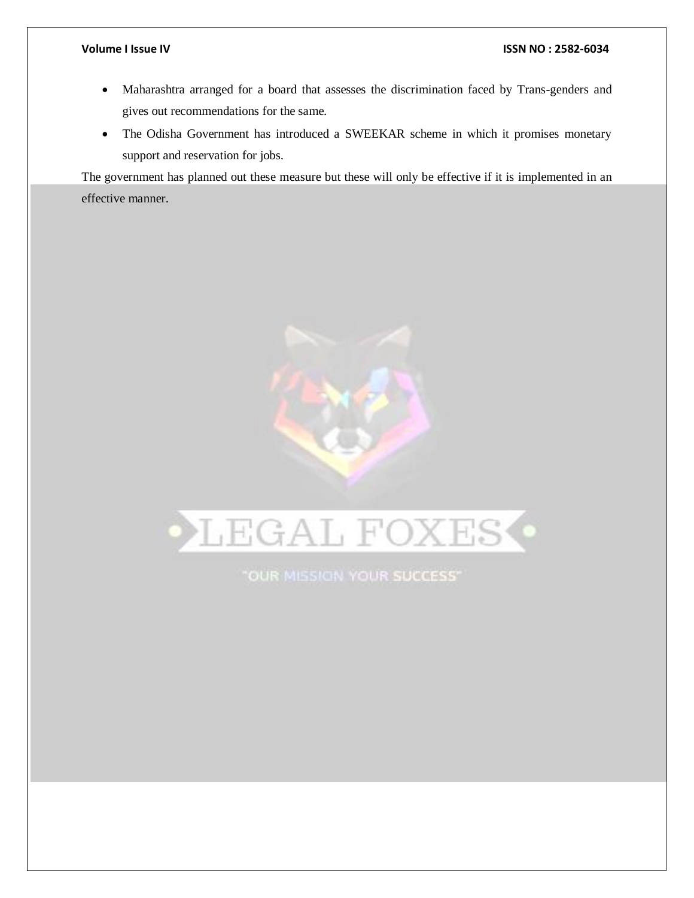- Maharashtra arranged for a board that assesses the discrimination faced by Trans-genders and gives out recommendations for the same.
- The Odisha Government has introduced a SWEEKAR scheme in which it promises monetary support and reservation for jobs.

The government has planned out these measure but these will only be effective if it is implemented in an effective manner.